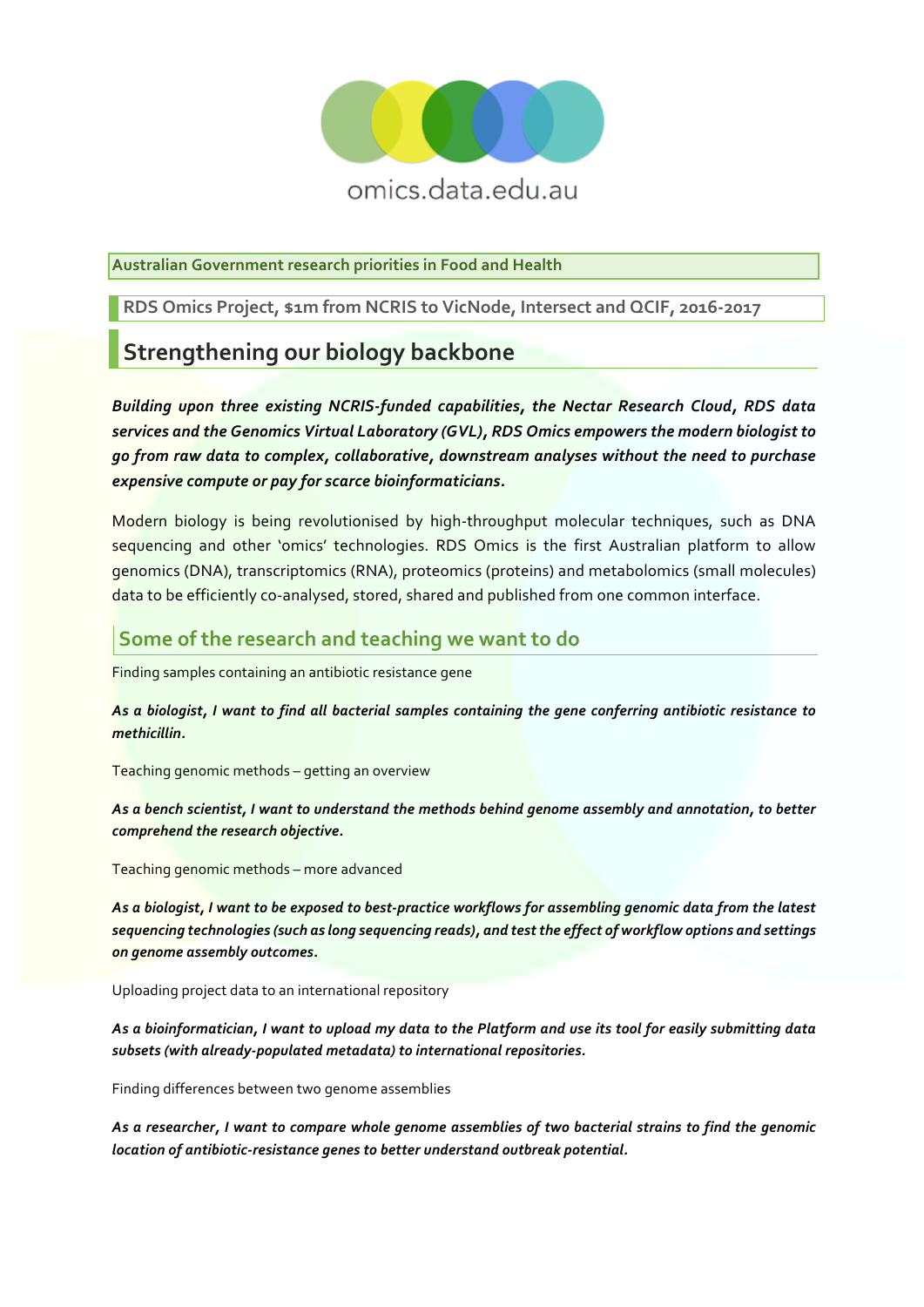omics.data.edu.au

**Australian Government research priorities in Food and Health**

**RDS Omics Project, $1m from NCRIS to VicNode, Intersect and QCIF, 2016-2017**

# Strengthening our biology backbone

***Building upon three existing NCRIS-funded capabilities, the Nectar Research Cloud, RDS data services and the Genomics Virtual Laboratory (GVL), RDS Omics empowers the modern biologist to go from raw data to complex, collaborative, downstream analyses without the need to purchase expensive compute or pay for scarce bioinformaticians.***

Modern biology is being revolutionised by high-throughput molecular techniques, such as DNA sequencing and other 'omics' technologies. RDS Omics is the first Australian platform to allow genomics (DNA), transcriptomics (RNA), proteomics (proteins) and metabolomics (small molecules) data to be efficiently co-analysed, stored, shared and published from one common interface.

## Some of the research and teaching we want to do

Finding samples containing an antibiotic resistance gene

***As a biologist, I want to find all bacterial samples containing the gene conferring antibiotic resistance to methicillin.***

Teaching genomic methods – getting an overview

***As a bench scientist, I want to understand the methods behind genome assembly and annotation, to better comprehend the research objective.***

Teaching genomic methods – more advanced

***As a biologist, I want to be exposed to best-practice workflows for assembling genomic data from the latest sequencing technologies (such as long sequencing reads), and test the effect of workflow options and settings on genome assembly outcomes.***

Uploading project data to an international repository

***As a bioinformatician, I want to upload my data to the Platform and use its tool for easily submitting data subsets (with already-populated metadata) to international repositories.***

Finding differences between two genome assemblies

***As a researcher, I want to compare whole genome assemblies of two bacterial strains to find the genomic location of antibiotic-resistance genes to better understand outbreak potential.***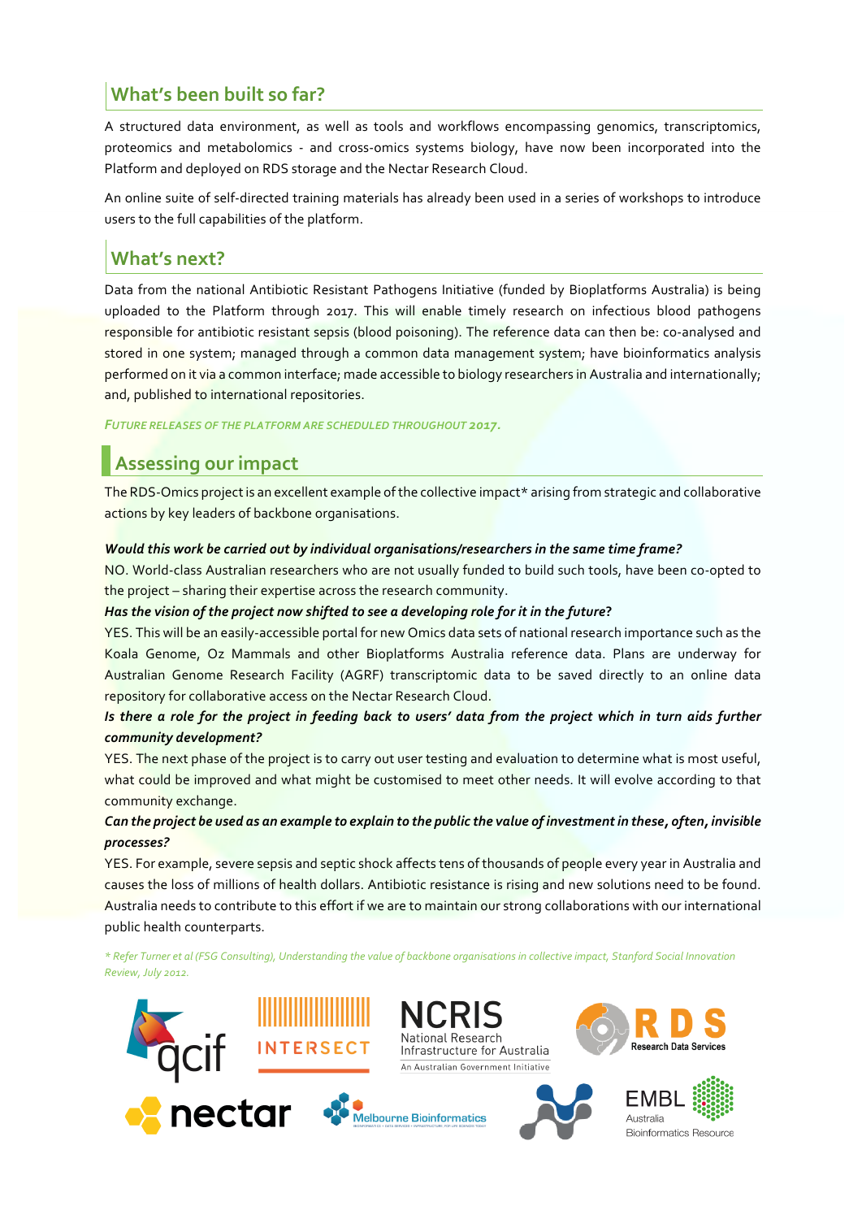## What's been built so far?

A structured data environment, as well as tools and workflows encompassing genomics, transcriptomics, proteomics and metabolomics - and cross-omics systems biology, have now been incorporated into the Platform and deployed on RDS storage and the Nectar Research Cloud.

An online suite of self-directed training materials has already been used in a series of workshops to introduce users to the full capabilities of the platform.

## What's next?

Data from the national Antibiotic Resistant Pathogens Initiative (funded by Bioplatforms Australia) is being uploaded to the Platform through 2017. This will enable timely research on infectious blood pathogens responsible for antibiotic resistant sepsis (blood poisoning). The reference data can then be: co-analysed and stored in one system; managed through a common data management system; have bioinformatics analysis performed on it via a common interface; made accessible to biology researchers in Australia and internationally; and, published to international repositories.

*FUTURE RELEASES OF THE PLATFORM ARE SCHEDULED THROUGHOUT 2017.*

## Assessing our impact

The RDS-Omics project is an excellent example of the collective impact* arising from strategic and collaborative actions by key leaders of backbone organisations.

***Would this work be carried out by individual organisations/researchers in the same time frame?***

NO. World-class Australian researchers who are not usually funded to build such tools, have been co-opted to the project – sharing their expertise across the research community.

***Has the vision of the project now shifted to see a developing role for it in the future?***

YES. This will be an easily-accessible portal for new Omics data sets of national research importance such as the Koala Genome, Oz Mammals and other Bioplatforms Australia reference data. Plans are underway for Australian Genome Research Facility (AGRF) transcriptomic data to be saved directly to an online data repository for collaborative access on the Nectar Research Cloud.

***Is there a role for the project in feeding back to users' data from the project which in turn aids further community development?***

YES. The next phase of the project is to carry out user testing and evaluation to determine what is most useful, what could be improved and what might be customised to meet other needs. It will evolve according to that community exchange.

***Can the project be used as an example to explain to the public the value of investment in these, often, invisible processes?***

YES. For example, severe sepsis and septic shock affects tens of thousands of people every year in Australia and causes the loss of millions of health dollars. Antibiotic resistance is rising and new solutions need to be found. Australia needs to contribute to this effort if we are to maintain our strong collaborations with our international public health counterparts.

*\* Refer Turner et al (FSG Consulting), Understanding the value of backbone organisations in collective impact, Stanford Social Innovation Review, July 2012.*

qcif INTERSECT NCRIS National Research Infrastructure for Australia An Australian Government Initiative RDS Research Data Services

nectar Melbourne Bioinformatics EMBL Australia Bioinformatics Resource